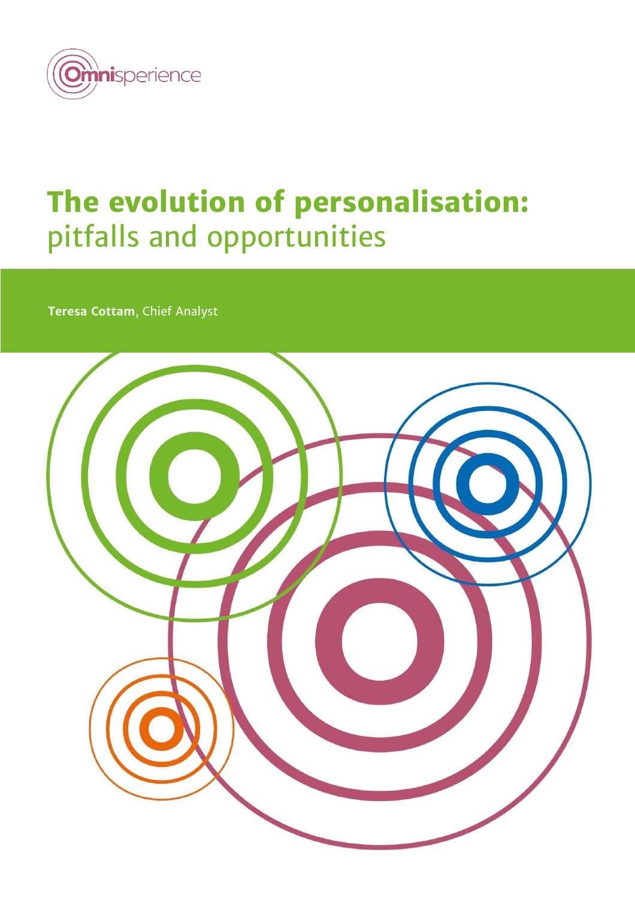Omnisperience

# The evolution of personalisation: pitfalls and opportunities

**Teresa Cottam**, Chief Analyst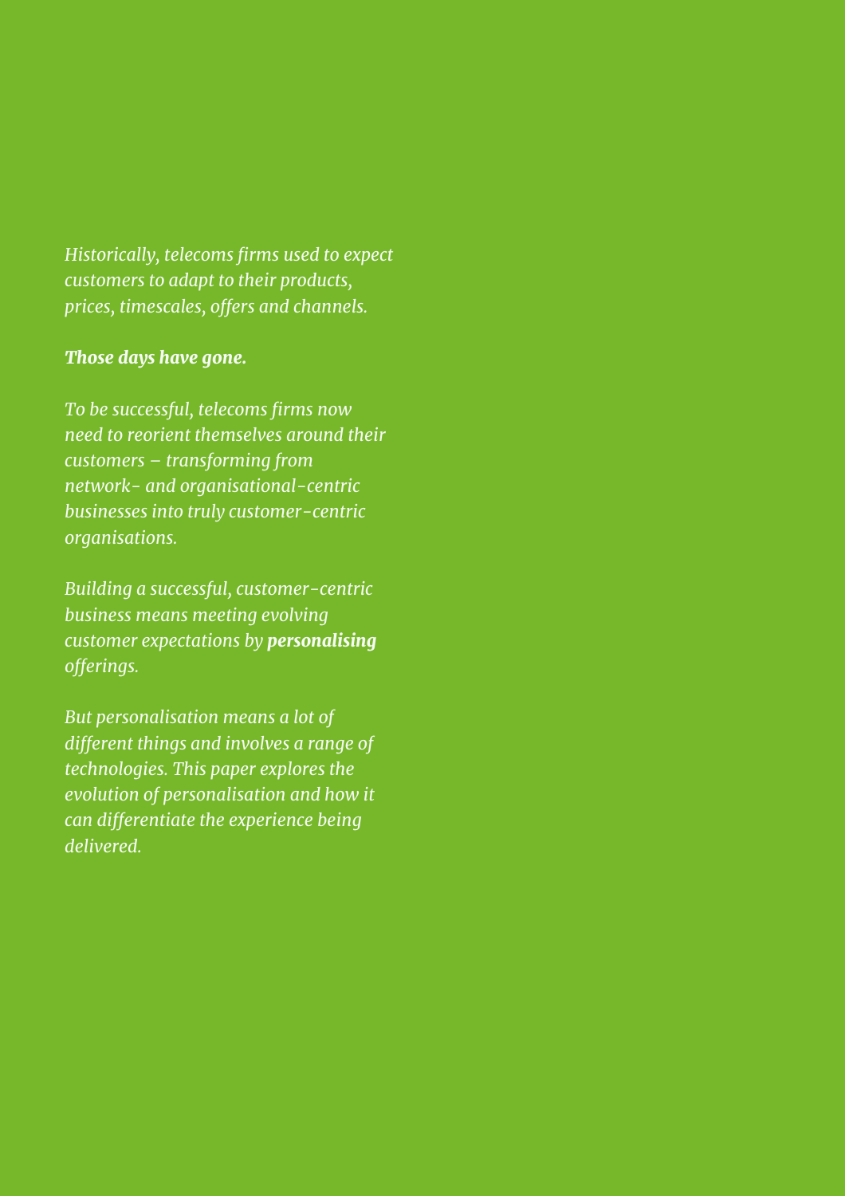*Historically, telecoms firms used to expect customers to adapt to their products, prices, timescales, offers and channels.*

***Those days have gone.***

*To be successful, telecoms firms now need to reorient themselves around their customers – transforming from network- and organisational-centric businesses into truly customer-centric organisations.*

*Building a successful, customer-centric business means meeting evolving customer expectations by **personalising** offerings.*

*But personalisation means a lot of different things and involves a range of technologies. This paper explores the evolution of personalisation and how it can differentiate the experience being delivered.*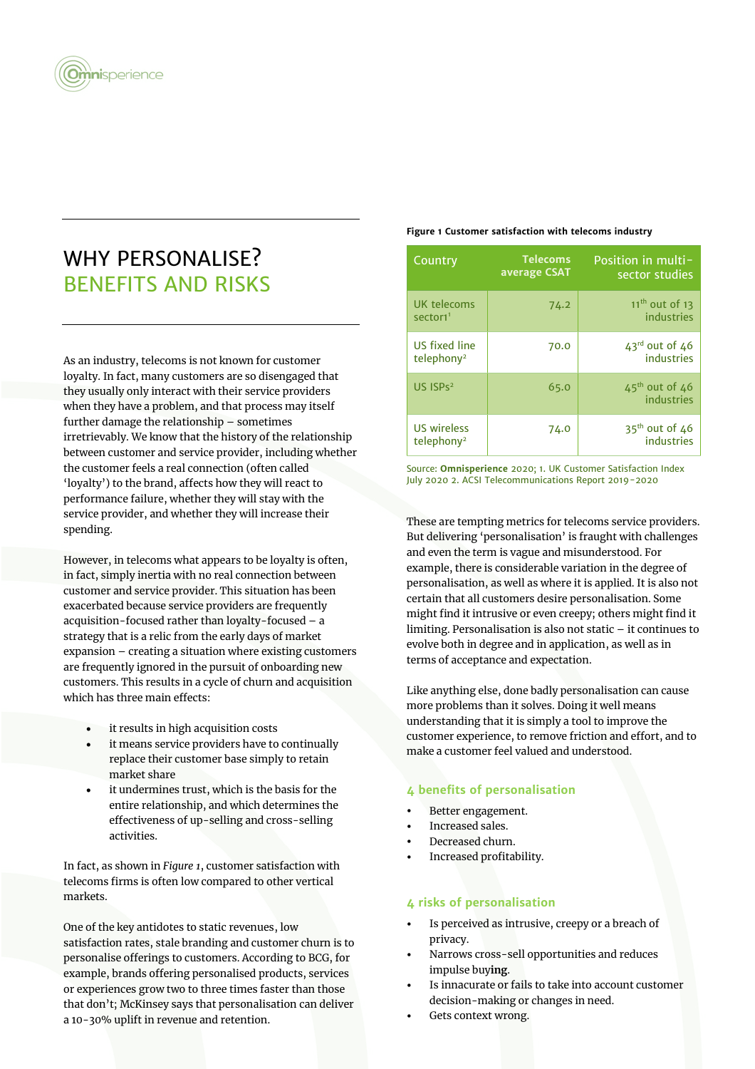# WHY PERSONALISE? BENEFITS AND RISKS

As an industry, telecoms is not known for customer loyalty. In fact, many customers are so disengaged that they usually only interact with their service providers when they have a problem, and that process may itself further damage the relationship – sometimes irretrievably. We know that the history of the relationship between customer and service provider, including whether the customer feels a real connection (often called 'loyalty') to the brand, affects how they will react to performance failure, whether they will stay with the service provider, and whether they will increase their spending.

However, in telecoms what appears to be loyalty is often, in fact, simply inertia with no real connection between customer and service provider. This situation has been exacerbated because service providers are frequently acquisition-focused rather than loyalty-focused – a strategy that is a relic from the early days of market expansion – creating a situation where existing customers are frequently ignored in the pursuit of onboarding new customers. This results in a cycle of churn and acquisition which has three main effects:

- it results in high acquisition costs
- it means service providers have to continually replace their customer base simply to retain market share
- it undermines trust, which is the basis for the entire relationship, and which determines the effectiveness of up-selling and cross-selling activities.

In fact, as shown in *Figure 1*, customer satisfaction with telecoms firms is often low compared to other vertical markets.

One of the key antidotes to static revenues, low satisfaction rates, stale branding and customer churn is to personalise offerings to customers. According to BCG, for example, brands offering personalised products, services or experiences grow two to three times faster than those that don't; McKinsey says that personalisation can deliver a 10-30% uplift in revenue and retention.

**Figure 1 Customer satisfaction with telecoms industry**

| Country | Telecoms average CSAT | Position in multi-sector studies |
|---|---|---|
| UK telecoms sector1[1] | 74.2 | 11th out of 13 industries |
| US fixed line telephony[2] | 70.0 | 43rd out of 46 industries |
| US ISPs[2] | 65.0 | 45th out of 46 industries |
| US wireless telephony[2] | 74.0 | 35th out of 46 industries |

Source: **Omnisperience** 2020; 1. UK Customer Satisfaction Index July 2020 2. ACSI Telecommunications Report 2019-2020

These are tempting metrics for telecoms service providers. But delivering 'personalisation' is fraught with challenges and even the term is vague and misunderstood. For example, there is considerable variation in the degree of personalisation, as well as where it is applied. It is also not certain that all customers desire personalisation. Some might find it intrusive or even creepy; others might find it limiting. Personalisation is also not static – it continues to evolve both in degree and in application, as well as in terms of acceptance and expectation.

Like anything else, done badly personalisation can cause more problems than it solves. Doing it well means understanding that it is simply a tool to improve the customer experience, to remove friction and effort, and to make a customer feel valued and understood.

## 4 benefits of personalisation

- Better engagement.
- Increased sales.
- Decreased churn.
- Increased profitability.

## 4 risks of personalisation

- Is perceived as intrusive, creepy or a breach of privacy.
- Narrows cross-sell opportunities and reduces impulse buying.
- Is innacurate or fails to take into account customer decision-making or changes in need.
- Gets context wrong.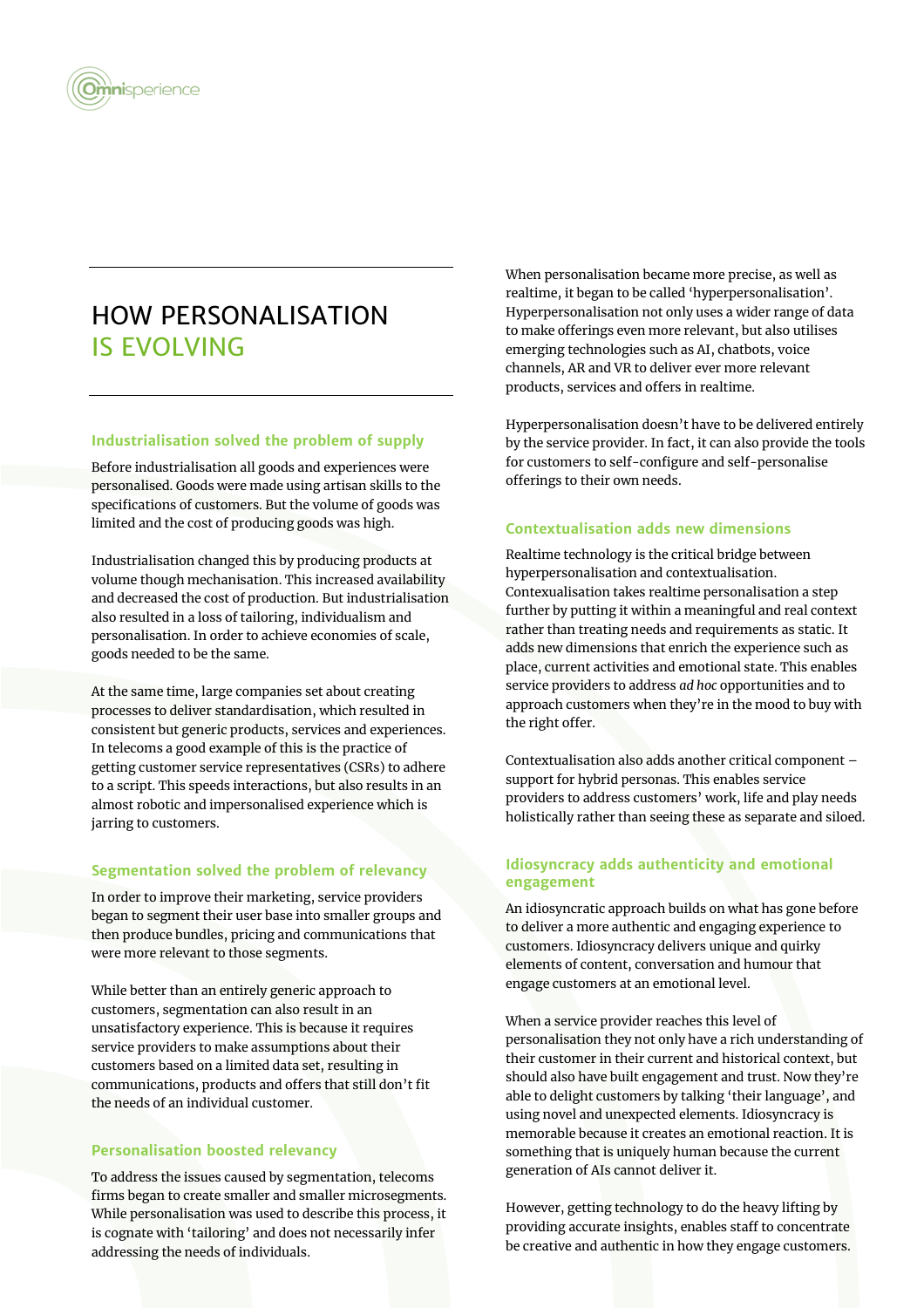# HOW PERSONALISATION IS EVOLVING

### Industrialisation solved the problem of supply

Before industrialisation all goods and experiences were personalised. Goods were made using artisan skills to the specifications of customers. But the volume of goods was limited and the cost of producing goods was high.

Industrialisation changed this by producing products at volume though mechanisation. This increased availability and decreased the cost of production. But industrialisation also resulted in a loss of tailoring, individualism and personalisation. In order to achieve economies of scale, goods needed to be the same.

At the same time, large companies set about creating processes to deliver standardisation, which resulted in consistent but generic products, services and experiences. In telecoms a good example of this is the practice of getting customer service representatives (CSRs) to adhere to a script. This speeds interactions, but also results in an almost robotic and impersonalised experience which is jarring to customers.

### Segmentation solved the problem of relevancy

In order to improve their marketing, service providers began to segment their user base into smaller groups and then produce bundles, pricing and communications that were more relevant to those segments.

While better than an entirely generic approach to customers, segmentation can also result in an unsatisfactory experience. This is because it requires service providers to make assumptions about their customers based on a limited data set, resulting in communications, products and offers that still don't fit the needs of an individual customer.

### Personalisation boosted relevancy

To address the issues caused by segmentation, telecoms firms began to create smaller and smaller microsegments. While personalisation was used to describe this process, it is cognate with 'tailoring' and does not necessarily infer addressing the needs of individuals.

When personalisation became more precise, as well as realtime, it began to be called 'hyperpersonalisation'. Hyperpersonalisation not only uses a wider range of data to make offerings even more relevant, but also utilises emerging technologies such as AI, chatbots, voice channels, AR and VR to deliver ever more relevant products, services and offers in realtime.

Hyperpersonalisation doesn't have to be delivered entirely by the service provider. In fact, it can also provide the tools for customers to self-configure and self-personalise offerings to their own needs.

### Contextualisation adds new dimensions

Realtime technology is the critical bridge between hyperpersonalisation and contextualisation. Contextualisation takes realtime personalisation a step further by putting it within a meaningful and real context rather than treating needs and requirements as static. It adds new dimensions that enrich the experience such as place, current activities and emotional state. This enables service providers to address *ad hoc* opportunities and to approach customers when they're in the mood to buy with the right offer.

Contextualisation also adds another critical component – support for hybrid personas. This enables service providers to address customers' work, life and play needs holistically rather than seeing these as separate and siloed.

### Idiosyncracy adds authenticity and emotional engagement

An idiosyncratic approach builds on what has gone before to deliver a more authentic and engaging experience to customers. Idiosyncracy delivers unique and quirky elements of content, conversation and humour that engage customers at an emotional level.

When a service provider reaches this level of personalisation they not only have a rich understanding of their customer in their current and historical context, but should also have built engagement and trust. Now they're able to delight customers by talking 'their language', and using novel and unexpected elements. Idiosyncracy is memorable because it creates an emotional reaction. It is something that is uniquely human because the current generation of AIs cannot deliver it.

However, getting technology to do the heavy lifting by providing accurate insights, enables staff to concentrate be creative and authentic in how they engage customers.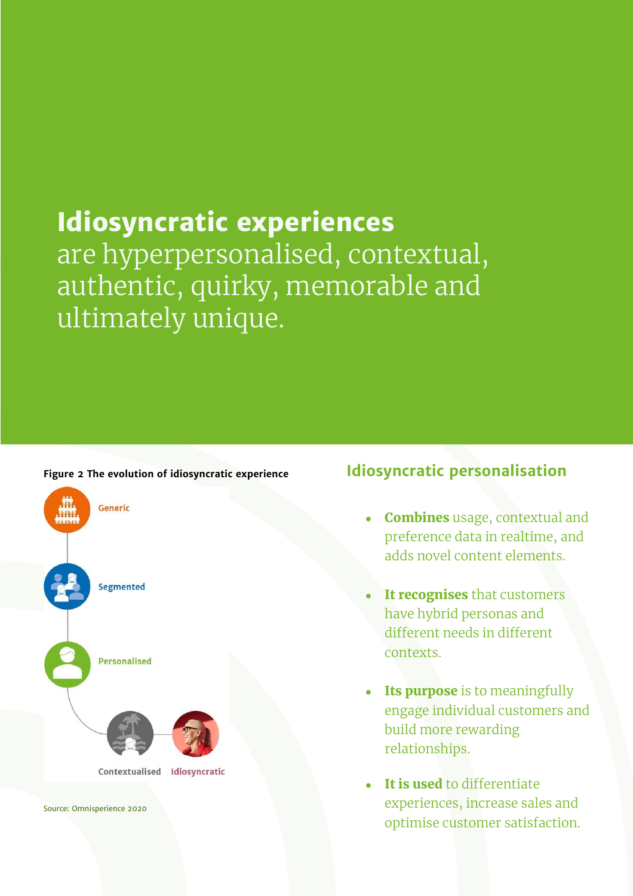# **Idiosyncratic experiences** are hyperpersonalised, contextual, authentic, quirky, memorable and ultimately unique.

**Figure 2 The evolution of idiosyncratic experience**

Generic

Segmented

Personalised

Contextualised Idiosyncratic

Source: Omnisperience 2020

## Idiosyncratic personalisation

- **Combines** usage, contextual and preference data in realtime, and adds novel content elements.
- **It recognises** that customers have hybrid personas and different needs in different contexts.
- **Its purpose** is to meaningfully engage individual customers and build more rewarding relationships.
- **It is used** to differentiate experiences, increase sales and optimise customer satisfaction.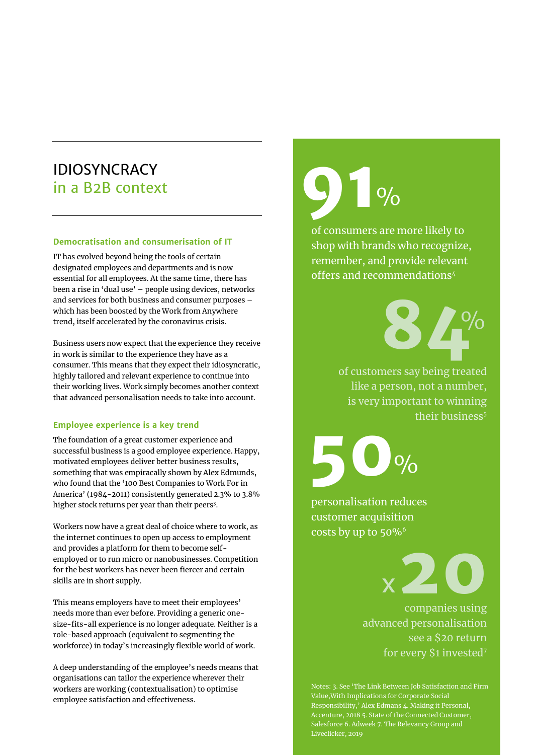# IDIOSYNCRACY in a B2B context

### Democratisation and consumerisation of IT

IT has evolved beyond being the tools of certain designated employees and departments and is now essential for all employees. At the same time, there has been a rise in 'dual use' – people using devices, networks and services for both business and consumer purposes – which has been boosted by the Work from Anywhere trend, itself accelerated by the coronavirus crisis.

Business users now expect that the experience they receive in work is similar to the experience they have as a consumer. This means that they expect their idiosyncratic, highly tailored and relevant experience to continue into their working lives. Work simply becomes another context that advanced personalisation needs to take into account.

### Employee experience is a key trend

The foundation of a great customer experience and successful business is a good employee experience. Happy, motivated employees deliver better business results, something that was empiracally shown by Alex Edmunds, who found that the '100 Best Companies to Work For in America' (1984-2011) consistently generated 2.3% to 3.8% higher stock returns per year than their peers[3].

Workers now have a great deal of choice where to work, as the internet continues to open up access to employment and provides a platform for them to become self-employed or to run micro or nanobusinesses. Competition for the best workers has never been fiercer and certain skills are in short supply.

This means employers have to meet their employees' needs more than ever before. Providing a generic one-size-fits-all experience is no longer adequate. Neither is a role-based approach (equivalent to segmenting the workforce) in today's increasingly flexible world of work.

A deep understanding of the employee's needs means that organisations can tailor the experience wherever their workers are working (contextualisation) to optimise employee satisfaction and effectiveness.

**91%**

of consumers are more likely to shop with brands who recognize, remember, and provide relevant offers and recommendations[4]

**84%**

of customers say being treated like a person, not a number, is very important to winning their business[5]

**50%**

personalisation reduces customer acquisition costs by up to 50%[6]

**x20**

companies using advanced personalisation see a $20 return for every $1 invested[7]

Notes: 3. See 'The Link Between Job Satisfaction and Firm Value,With Implications for Corporate Social Responsibility,' Alex Edmans 4. Making it Personal, Accenture, 2018 5. State of the Connected Customer, Salesforce 6. Adweek 7. The Relevancy Group and Liveclicker, 2019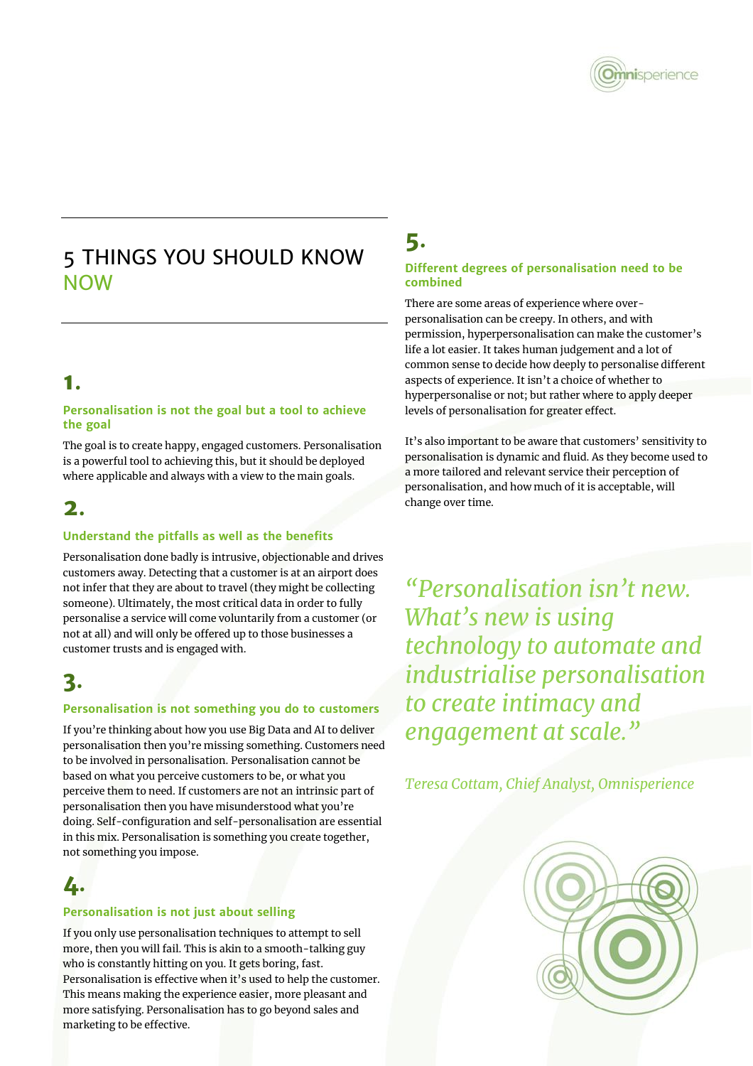# 5 THINGS YOU SHOULD KNOW NOW

## 1.

### Personalisation is not the goal but a tool to achieve the goal

The goal is to create happy, engaged customers. Personalisation is a powerful tool to achieving this, but it should be deployed where applicable and always with a view to the main goals.

## 2.

### Understand the pitfalls as well as the benefits

Personalisation done badly is intrusive, objectionable and drives customers away. Detecting that a customer is at an airport does not infer that they are about to travel (they might be collecting someone). Ultimately, the most critical data in order to fully personalise a service will come voluntarily from a customer (or not at all) and will only be offered up to those businesses a customer trusts and is engaged with.

## 3.

### Personalisation is not something you do to customers

If you're thinking about how you use Big Data and AI to deliver personalisation then you're missing something. Customers need to be involved in personalisation. Personalisation cannot be based on what you perceive customers to be, or what you perceive them to need. If customers are not an intrinsic part of personalisation then you have misunderstood what you're doing. Self-configuration and self-personalisation are essential in this mix. Personalisation is something you create together, not something you impose.

## 4.

### Personalisation is not just about selling

If you only use personalisation techniques to attempt to sell more, then you will fail. This is akin to a smooth-talking guy who is constantly hitting on you. It gets boring, fast. Personalisation is effective when it's used to help the customer. This means making the experience easier, more pleasant and more satisfying. Personalisation has to go beyond sales and marketing to be effective.

## 5.

### Different degrees of personalisation need to be combined

There are some areas of experience where over-personalisation can be creepy. In others, and with permission, hyperpersonalisation can make the customer's life a lot easier. It takes human judgement and a lot of common sense to decide how deeply to personalise different aspects of experience. It isn't a choice of whether to hyperpersonalise or not; but rather where to apply deeper levels of personalisation for greater effect.

It's also important to be aware that customers' sensitivity to personalisation is dynamic and fluid. As they become used to a more tailored and relevant service their perception of personalisation, and how much of it is acceptable, will change over time.

> *"Personalisation isn't new. What's new is using technology to automate and industrialise personalisation to create intimacy and engagement at scale."*
>
> *Teresa Cottam, Chief Analyst, Omnisperience*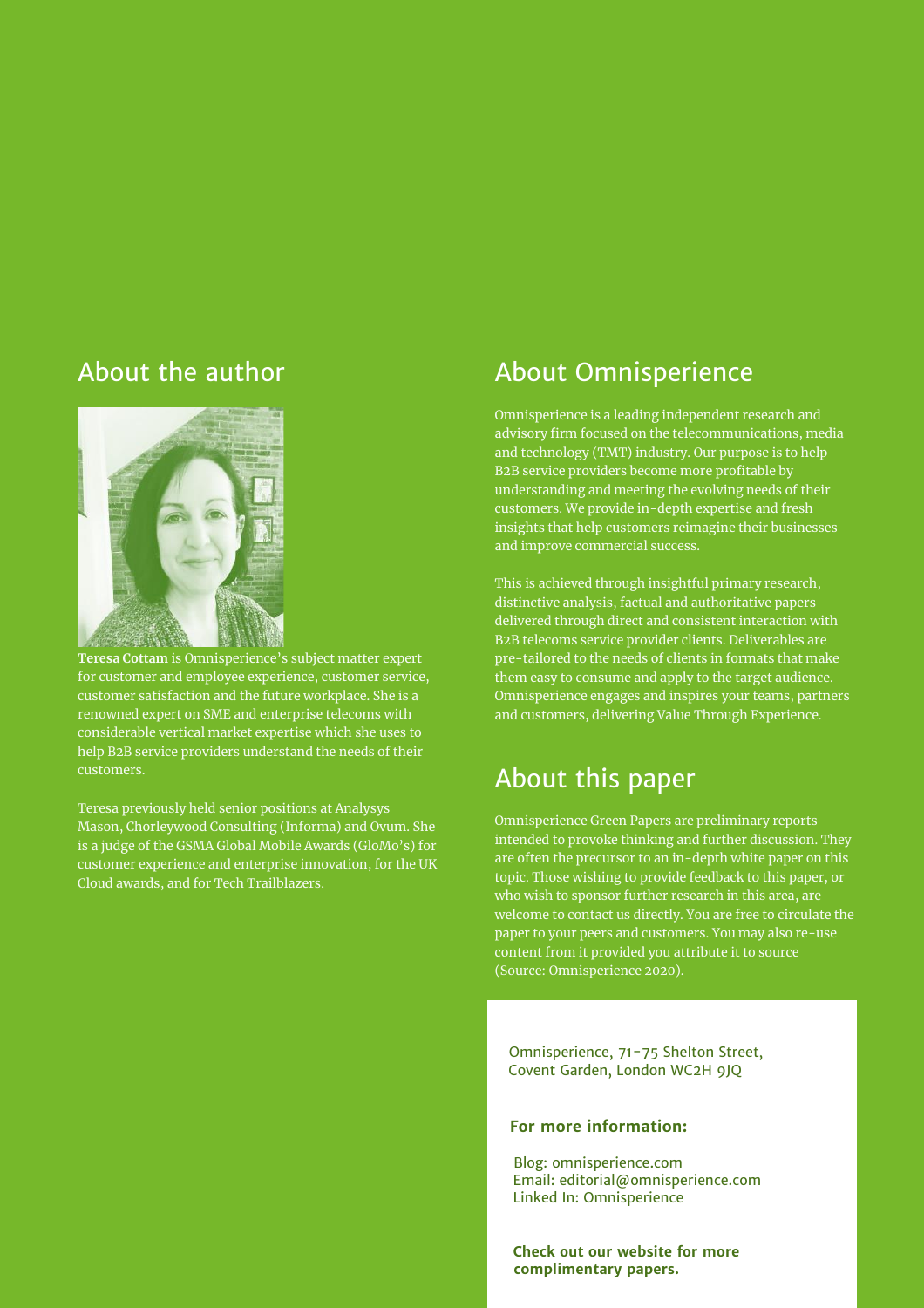## About the author

**Teresa Cottam** is Omnisperience's subject matter expert for customer and employee experience, customer service, customer satisfaction and the future workplace. She is a renowned expert on SME and enterprise telecoms with considerable vertical market expertise which she uses to help B2B service providers understand the needs of their customers.

Teresa previously held senior positions at Analysys Mason, Chorleywood Consulting (Informa) and Ovum. She is a judge of the GSMA Global Mobile Awards (GloMo's) for customer experience and enterprise innovation, for the UK Cloud awards, and for Tech Trailblazers.

## About Omnisperience

Omnisperience is a leading independent research and advisory firm focused on the telecommunications, media and technology (TMT) industry. Our purpose is to help B2B service providers become more profitable by understanding and meeting the evolving needs of their customers. We provide in-depth expertise and fresh insights that help customers reimagine their businesses and improve commercial success.

This is achieved through insightful primary research, distinctive analysis, factual and authoritative papers delivered through direct and consistent interaction with B2B telecoms service provider clients. Deliverables are pre-tailored to the needs of clients in formats that make them easy to consume and apply to the target audience. Omnisperience engages and inspires your teams, partners and customers, delivering Value Through Experience.

## About this paper

Omnisperience Green Papers are preliminary reports intended to provoke thinking and further discussion. They are often the precursor to an in-depth white paper on this topic. Those wishing to provide feedback to this paper, or who wish to sponsor further research in this area, are welcome to contact us directly. You are free to circulate the paper to your peers and customers. You may also re-use content from it provided you attribute it to source (Source: Omnisperience 2020).

Omnisperience, 71-75 Shelton Street,
Covent Garden, London WC2H 9JQ

**For more information:**

Blog: omnisperience.com
Email: editorial@omnisperience.com
Linked In: Omnisperience

**Check out our website for more complimentary papers.**